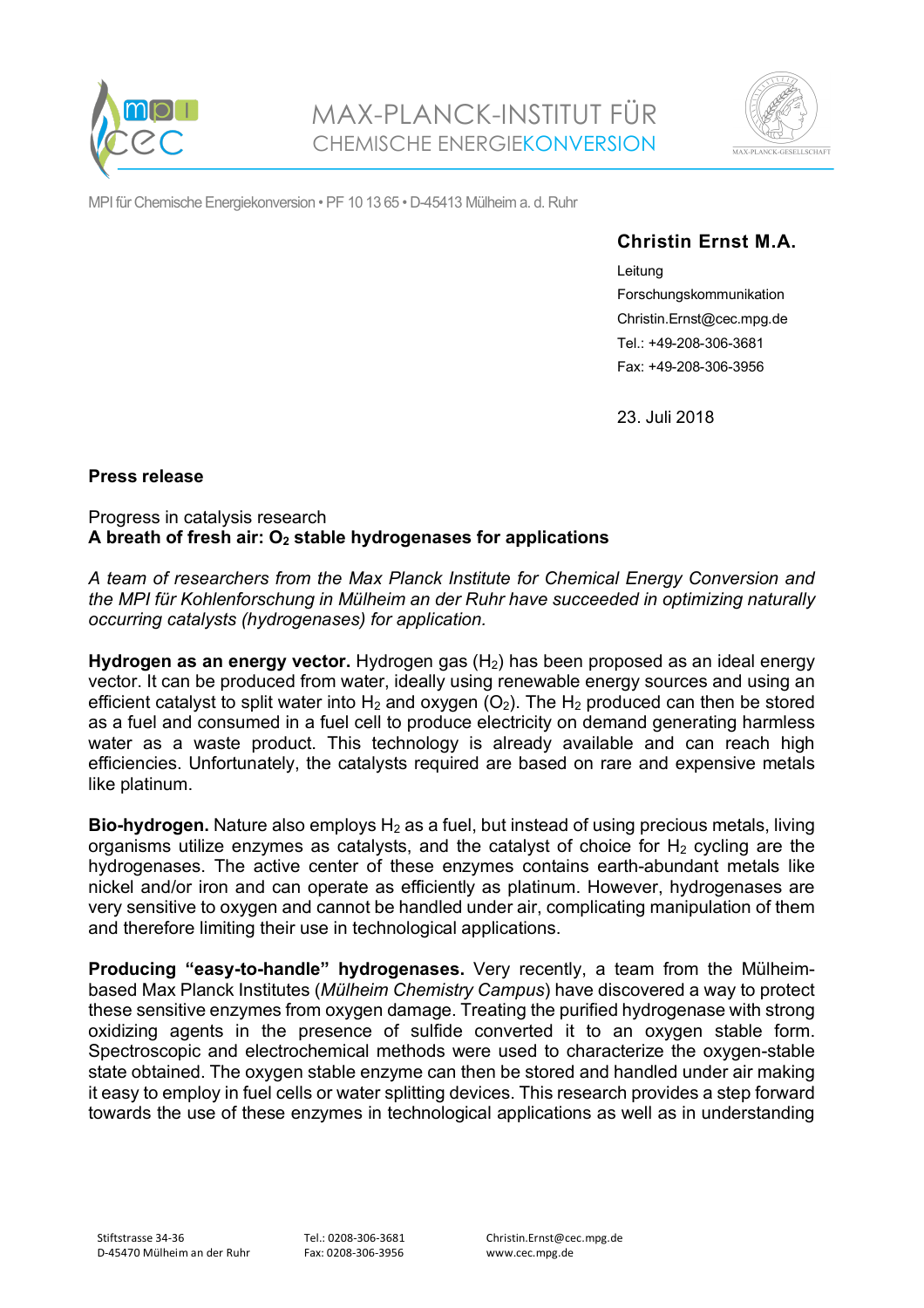MAX-PLANCK-INSTITUT FÜR CHEMISCHE ENERGIEKONVERSION

MPI für Chemische Energiekonversion • PF 10 13 65 • D-45413 Mülheim a. d. Ruhr

**Christin Ernst M.A.**

Leitung
Forschungskommunikation
Christin.Ernst@cec.mpg.de
Tel.: +49-208-306-3681
Fax: +49-208-306-3956

23. Juli 2018

**Press release**

Progress in catalysis research
**A breath of fresh air: $O_2$ stable hydrogenases for applications**

*A team of researchers from the Max Planck Institute for Chemical Energy Conversion and the MPI für Kohlenforschung in Mülheim an der Ruhr have succeeded in optimizing naturally occurring catalysts (hydrogenases) for application.*

**Hydrogen as an energy vector.** Hydrogen gas ($H_2$) has been proposed as an ideal energy vector. It can be produced from water, ideally using renewable energy sources and using an efficient catalyst to split water into $H_2$ and oxygen ($O_2$). The $H_2$ produced can then be stored as a fuel and consumed in a fuel cell to produce electricity on demand generating harmless water as a waste product. This technology is already available and can reach high efficiencies. Unfortunately, the catalysts required are based on rare and expensive metals like platinum.

**Bio-hydrogen.** Nature also employs $H_2$ as a fuel, but instead of using precious metals, living organisms utilize enzymes as catalysts, and the catalyst of choice for $H_2$ cycling are the hydrogenases. The active center of these enzymes contains earth-abundant metals like nickel and/or iron and can operate as efficiently as platinum. However, hydrogenases are very sensitive to oxygen and cannot be handled under air, complicating manipulation of them and therefore limiting their use in technological applications.

**Producing "easy-to-handle" hydrogenases.** Very recently, a team from the Mülheim-based Max Planck Institutes (*Mülheim Chemistry Campus*) have discovered a way to protect these sensitive enzymes from oxygen damage. Treating the purified hydrogenase with strong oxidizing agents in the presence of sulfide converted it to an oxygen stable form. Spectroscopic and electrochemical methods were used to characterize the oxygen-stable state obtained. The oxygen stable enzyme can then be stored and handled under air making it easy to employ in fuel cells or water splitting devices. This research provides a step forward towards the use of these enzymes in technological applications as well as in understanding

Stiftstrasse 34-36
D-45470 Mülheim an der Ruhr

Tel.: 0208-306-3681
Fax: 0208-306-3956

Christin.Ernst@cec.mpg.de
www.cec.mpg.de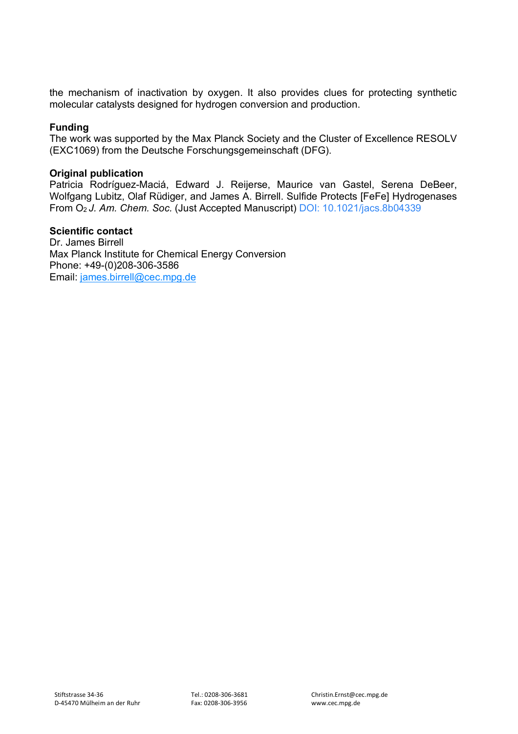the mechanism of inactivation by oxygen. It also provides clues for protecting synthetic molecular catalysts designed for hydrogen conversion and production.

**Funding**

The work was supported by the Max Planck Society and the Cluster of Excellence RESOLV (EXC1069) from the Deutsche Forschungsgemeinschaft (DFG).

**Original publication**

Patricia Rodríguez-Maciá, Edward J. Reijerse, Maurice van Gastel, Serena DeBeer, Wolfgang Lubitz, Olaf Rüdiger, and James A. Birrell. Sulfide Protects [FeFe] Hydrogenases From $O_2$ *J. Am. Chem. Soc.* (Just Accepted Manuscript) DOI: 10.1021/jacs.8b04339

**Scientific contact**

Dr. James Birrell
Max Planck Institute for Chemical Energy Conversion
Phone: +49-(0)208-306-3586
Email: james.birrell@cec.mpg.de

Stiftstrasse 34-36
D-45470 Mülheim an der Ruhr

Tel.: 0208-306-3681
Fax: 0208-306-3956

Christin.Ernst@cec.mpg.de
www.cec.mpg.de